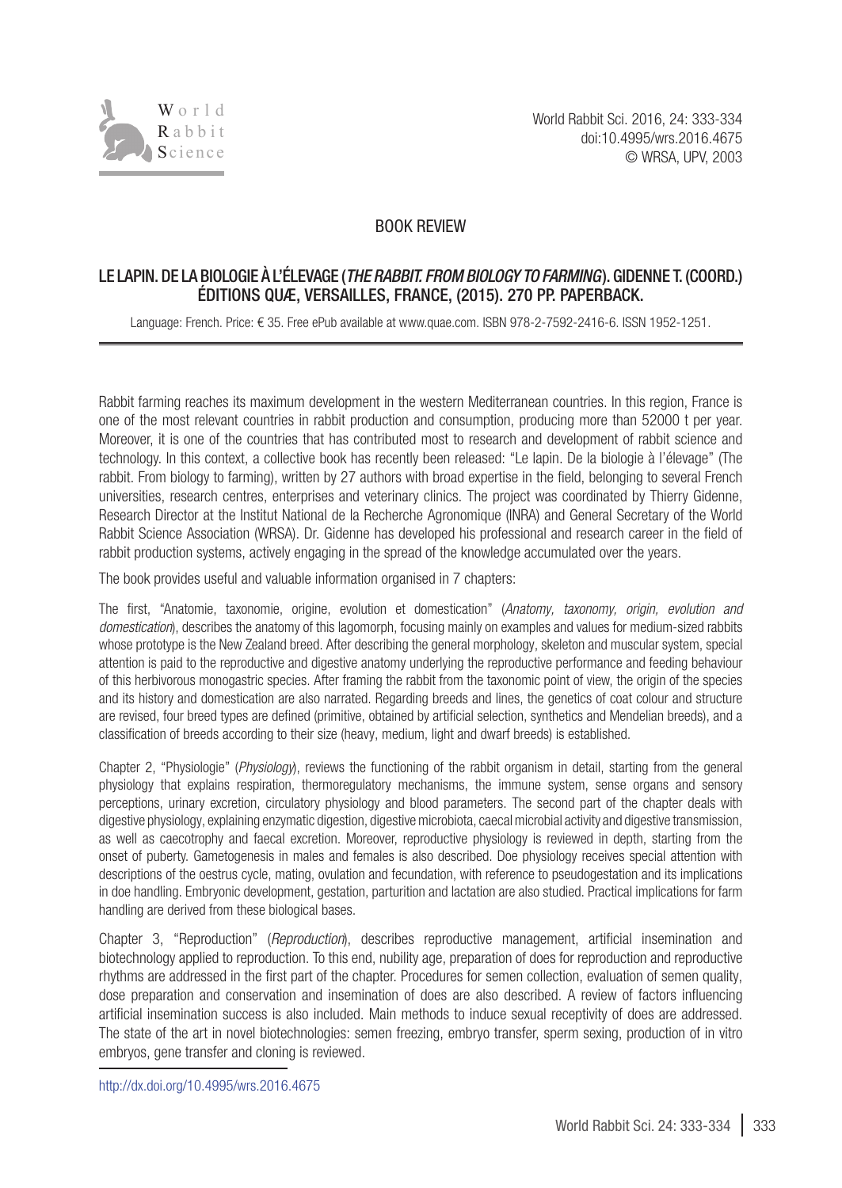BOOK REVIEW

# LE LAPIN. DE LA BIOLOGIE À L'ÉLEVAGE (*THE RABBIT. FROM BIOLOGY TO FARMING*). GIDENNE T. (COORD.) ÉDITIONS QUÆ, VERSAILLES, FRANCE, (2015). 270 PP. PAPERBACK.

Language: French. Price: € 35. Free ePub available at www.quae.com. ISBN 978-2-7592-2416-6. ISSN 1952-1251.

Rabbit farming reaches its maximum development in the western Mediterranean countries. In this region, France is one of the most relevant countries in rabbit production and consumption, producing more than 52000 t per year. Moreover, it is one of the countries that has contributed most to research and development of rabbit science and technology. In this context, a collective book has recently been released: "Le lapin. De la biologie à l'élevage" (The rabbit. From biology to farming), written by 27 authors with broad expertise in the field, belonging to several French universities, research centres, enterprises and veterinary clinics. The project was coordinated by Thierry Gidenne, Research Director at the Institut National de la Recherche Agronomique (INRA) and General Secretary of the World Rabbit Science Association (WRSA). Dr. Gidenne has developed his professional and research career in the field of rabbit production systems, actively engaging in the spread of the knowledge accumulated over the years.

The book provides useful and valuable information organised in 7 chapters:

The first, "Anatomie, taxonomie, origine, evolution et domestication" (*Anatomy, taxonomy, origin, evolution and domestication*), describes the anatomy of this lagomorph, focusing mainly on examples and values for medium-sized rabbits whose prototype is the New Zealand breed. After describing the general morphology, skeleton and muscular system, special attention is paid to the reproductive and digestive anatomy underlying the reproductive performance and feeding behaviour of this herbivorous monogastric species. After framing the rabbit from the taxonomic point of view, the origin of the species and its history and domestication are also narrated. Regarding breeds and lines, the genetics of coat colour and structure are revised, four breed types are defined (primitive, obtained by artificial selection, synthetics and Mendelian breeds), and a classification of breeds according to their size (heavy, medium, light and dwarf breeds) is established.

Chapter 2, "Physiologie" (*Physiology*), reviews the functioning of the rabbit organism in detail, starting from the general physiology that explains respiration, thermoregulatory mechanisms, the immune system, sense organs and sensory perceptions, urinary excretion, circulatory physiology and blood parameters. The second part of the chapter deals with digestive physiology, explaining enzymatic digestion, digestive microbiota, caecal microbial activity and digestive transmission, as well as caecotrophy and faecal excretion. Moreover, reproductive physiology is reviewed in depth, starting from the onset of puberty. Gametogenesis in males and females is also described. Doe physiology receives special attention with descriptions of the oestrus cycle, mating, ovulation and fecundation, with reference to pseudogestation and its implications in doe handling. Embryonic development, gestation, parturition and lactation are also studied. Practical implications for farm handling are derived from these biological bases.

Chapter 3, "Reproduction" (*Reproduction*), describes reproductive management, artificial insemination and biotechnology applied to reproduction. To this end, nubility age, preparation of does for reproduction and reproductive rhythms are addressed in the first part of the chapter. Procedures for semen collection, evaluation of semen quality, dose preparation and conservation and insemination of does are also described. A review of factors influencing artificial insemination success is also included. Main methods to induce sexual receptivity of does are addressed. The state of the art in novel biotechnologies: semen freezing, embryo transfer, sperm sexing, production of in vitro embryos, gene transfer and cloning is reviewed.

http://dx.doi.org/10.4995/wrs.2016.4675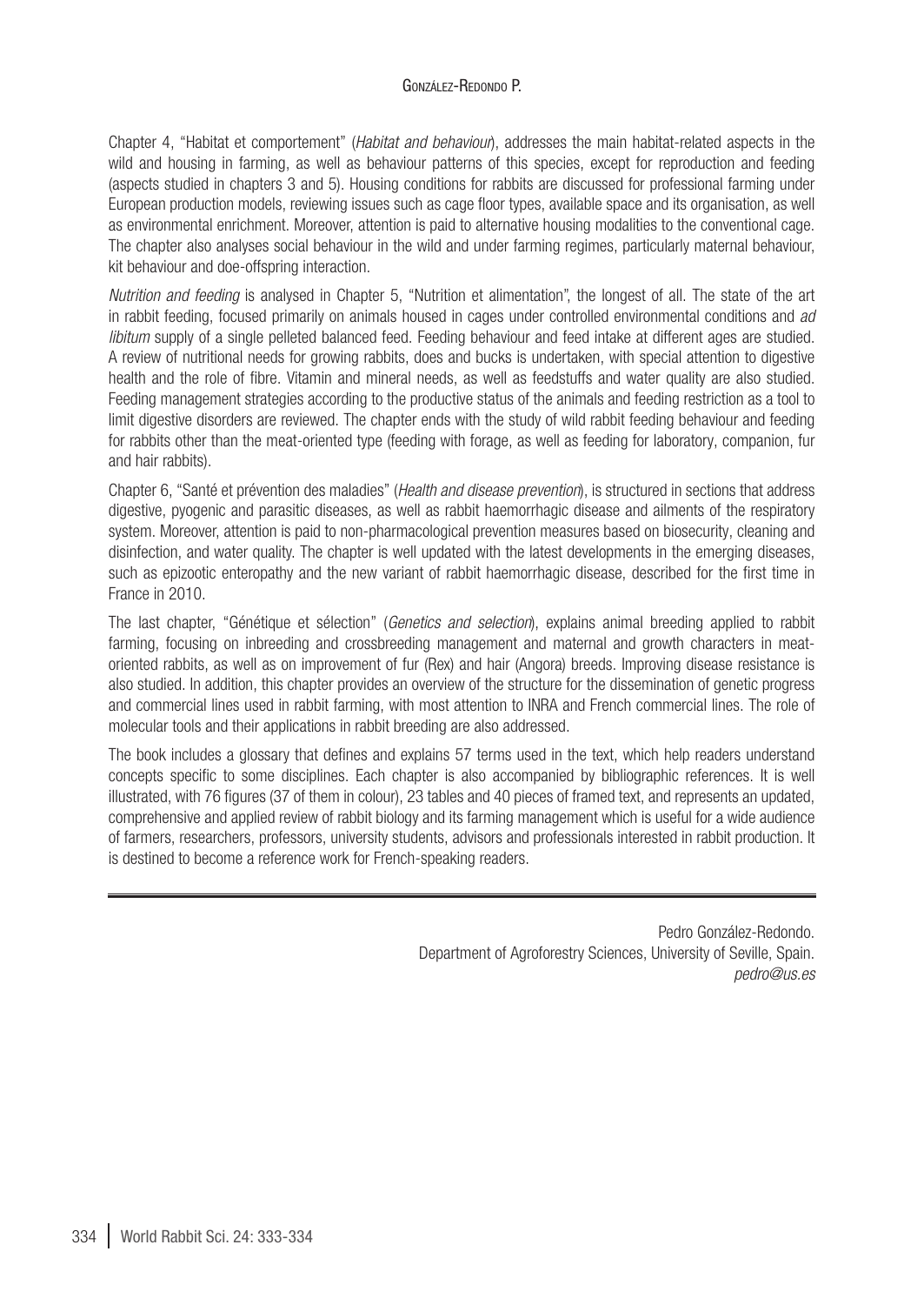Chapter 4, "Habitat et comportement" (*Habitat and behaviour*), addresses the main habitat-related aspects in the wild and housing in farming, as well as behaviour patterns of this species, except for reproduction and feeding (aspects studied in chapters 3 and 5). Housing conditions for rabbits are discussed for professional farming under European production models, reviewing issues such as cage floor types, available space and its organisation, as well as environmental enrichment. Moreover, attention is paid to alternative housing modalities to the conventional cage. The chapter also analyses social behaviour in the wild and under farming regimes, particularly maternal behaviour, kit behaviour and doe-offspring interaction.

*Nutrition and feeding* is analysed in Chapter 5, "Nutrition et alimentation", the longest of all. The state of the art in rabbit feeding, focused primarily on animals housed in cages under controlled environmental conditions and *ad libitum* supply of a single pelleted balanced feed. Feeding behaviour and feed intake at different ages are studied. A review of nutritional needs for growing rabbits, does and bucks is undertaken, with special attention to digestive health and the role of fibre. Vitamin and mineral needs, as well as feedstuffs and water quality are also studied. Feeding management strategies according to the productive status of the animals and feeding restriction as a tool to limit digestive disorders are reviewed. The chapter ends with the study of wild rabbit feeding behaviour and feeding for rabbits other than the meat-oriented type (feeding with forage, as well as feeding for laboratory, companion, fur and hair rabbits).

Chapter 6, "Santé et prévention des maladies" (*Health and disease prevention*), is structured in sections that address digestive, pyogenic and parasitic diseases, as well as rabbit haemorrhagic disease and ailments of the respiratory system. Moreover, attention is paid to non-pharmacological prevention measures based on biosecurity, cleaning and disinfection, and water quality. The chapter is well updated with the latest developments in the emerging diseases, such as epizootic enteropathy and the new variant of rabbit haemorrhagic disease, described for the first time in France in 2010.

The last chapter, "Génétique et sélection" (*Genetics and selection*), explains animal breeding applied to rabbit farming, focusing on inbreeding and crossbreeding management and maternal and growth characters in meat-oriented rabbits, as well as on improvement of fur (Rex) and hair (Angora) breeds. Improving disease resistance is also studied. In addition, this chapter provides an overview of the structure for the dissemination of genetic progress and commercial lines used in rabbit farming, with most attention to INRA and French commercial lines. The role of molecular tools and their applications in rabbit breeding are also addressed.

The book includes a glossary that defines and explains 57 terms used in the text, which help readers understand concepts specific to some disciplines. Each chapter is also accompanied by bibliographic references. It is well illustrated, with 76 figures (37 of them in colour), 23 tables and 40 pieces of framed text, and represents an updated, comprehensive and applied review of rabbit biology and its farming management which is useful for a wide audience of farmers, researchers, professors, university students, advisors and professionals interested in rabbit production. It is destined to become a reference work for French-speaking readers.

---

Pedro González-Redondo.
Department of Agroforestry Sciences, University of Seville, Spain.
*pedro@us.es*